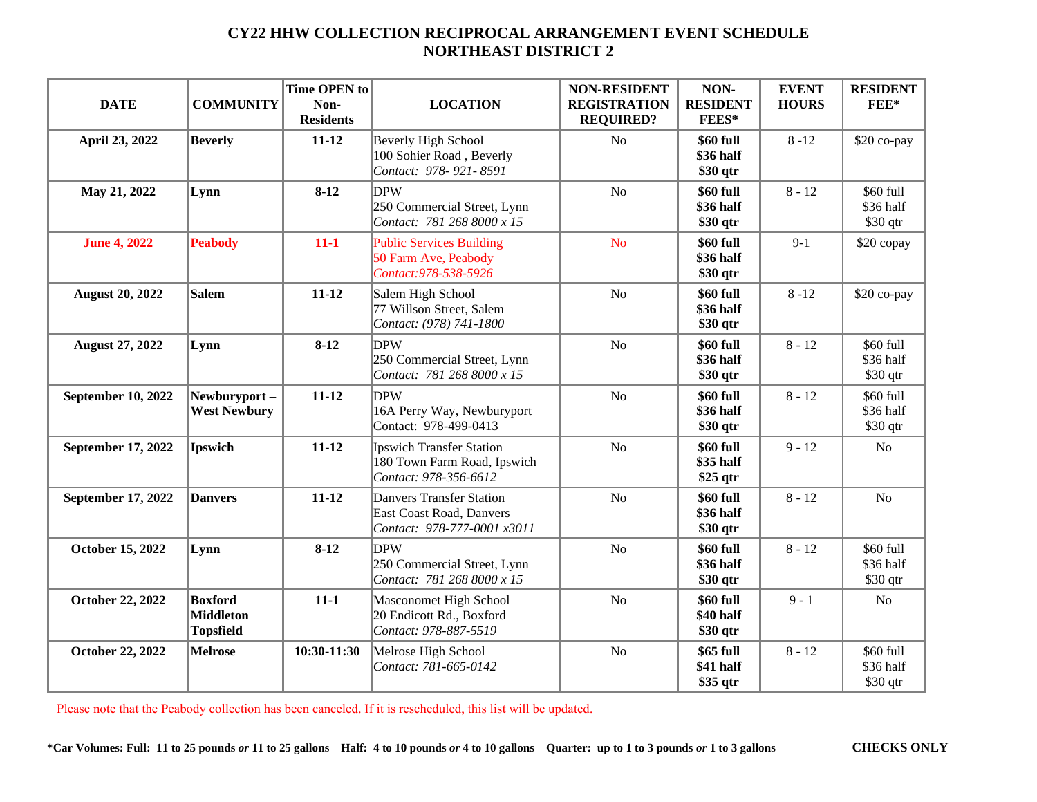# CY22 HHW COLLECTION RECIPROCAL ARRANGEMENT EVENT SCHEDULE
## NORTHEAST DISTRICT 2

| DATE | COMMUNITY | Time OPEN to Non-Residents | LOCATION | NON-RESIDENT REGISTRATION REQUIRED? | NON-RESIDENT FEES* | EVENT HOURS | RESIDENT FEE* |
|---|---|---|---|---|---|---|---|
| **April 23, 2022** | **Beverly** | **11-12** | Beverly High School<br>100 Sohier Road , Beverly<br>*Contact: 978- 921- 8591* | No | **$60 full<br>$36 half<br>$30 qtr** | 8 -12 | $20 co-pay |
| **May 21, 2022** | **Lynn** | **8-12** | DPW<br>250 Commercial Street, Lynn<br>*Contact: 781 268 8000 x 15* | No | **$60 full<br>$36 half<br>$30 qtr** | 8 - 12 | $60 full<br>$36 half<br>$30 qtr |
| **June 4, 2022** | **Peabody** | **11-1** | Public Services Building<br>50 Farm Ave, Peabody<br>*Contact:978-538-5926* | No | **$60 full<br>$36 half<br>$30 qtr** | 9-1 | $20 copay |
| **August 20, 2022** | **Salem** | **11-12** | Salem High School<br>77 Willson Street, Salem<br>*Contact: (978) 741-1800* | No | **$60 full<br>$36 half<br>$30 qtr** | 8 -12 | $20 co-pay |
| **August 27, 2022** | **Lynn** | **8-12** | DPW<br>250 Commercial Street, Lynn<br>*Contact: 781 268 8000 x 15* | No | **$60 full<br>$36 half<br>$30 qtr** | 8 - 12 | $60 full<br>$36 half<br>$30 qtr |
| **September 10, 2022** | **Newburyport – West Newbury** | **11-12** | DPW<br>16A Perry Way, Newburyport<br>Contact: 978-499-0413 | No | **$60 full<br>$36 half<br>$30 qtr** | 8 - 12 | $60 full<br>$36 half<br>$30 qtr |
| **September 17, 2022** | **Ipswich** | **11-12** | Ipswich Transfer Station<br>180 Town Farm Road, Ipswich<br>*Contact: 978-356-6612* | No | **$60 full<br>$35 half<br>$25 qtr** | 9 - 12 | No |
| **September 17, 2022** | **Danvers** | **11-12** | Danvers Transfer Station<br>East Coast Road, Danvers<br>*Contact: 978-777-0001 x3011* | No | **$60 full<br>$36 half<br>$30 qtr** | 8 - 12 | No |
| **October 15, 2022** | **Lynn** | **8-12** | DPW<br>250 Commercial Street, Lynn<br>*Contact: 781 268 8000 x 15* | No | **$60 full<br>$36 half<br>$30 qtr** | 8 - 12 | $60 full<br>$36 half<br>$30 qtr |
| **October 22, 2022** | **Boxford<br>Middleton<br>Topsfield** | **11-1** | Masconomet High School<br>20 Endicott Rd., Boxford<br>*Contact: 978-887-5519* | No | **$60 full<br>$40 half<br>$30 qtr** | 9 - 1 | No |
| **October 22, 2022** | **Melrose** | **10:30-11:30** | Melrose High School<br>*Contact: 781-665-0142* | No | **$65 full<br>$41 half<br>$35 qtr** | 8 - 12 | $60 full<br>$36 half<br>$30 qtr |

Please note that the Peabody collection has been canceled. If it is rescheduled, this list will be updated.

**\*Car Volumes: Full: 11 to 25 pounds *or* 11 to 25 gallons Half: 4 to 10 pounds *or* 4 to 10 gallons Quarter: up to 1 to 3 pounds *or* 1 to 3 gallons**

**CHECKS ONLY**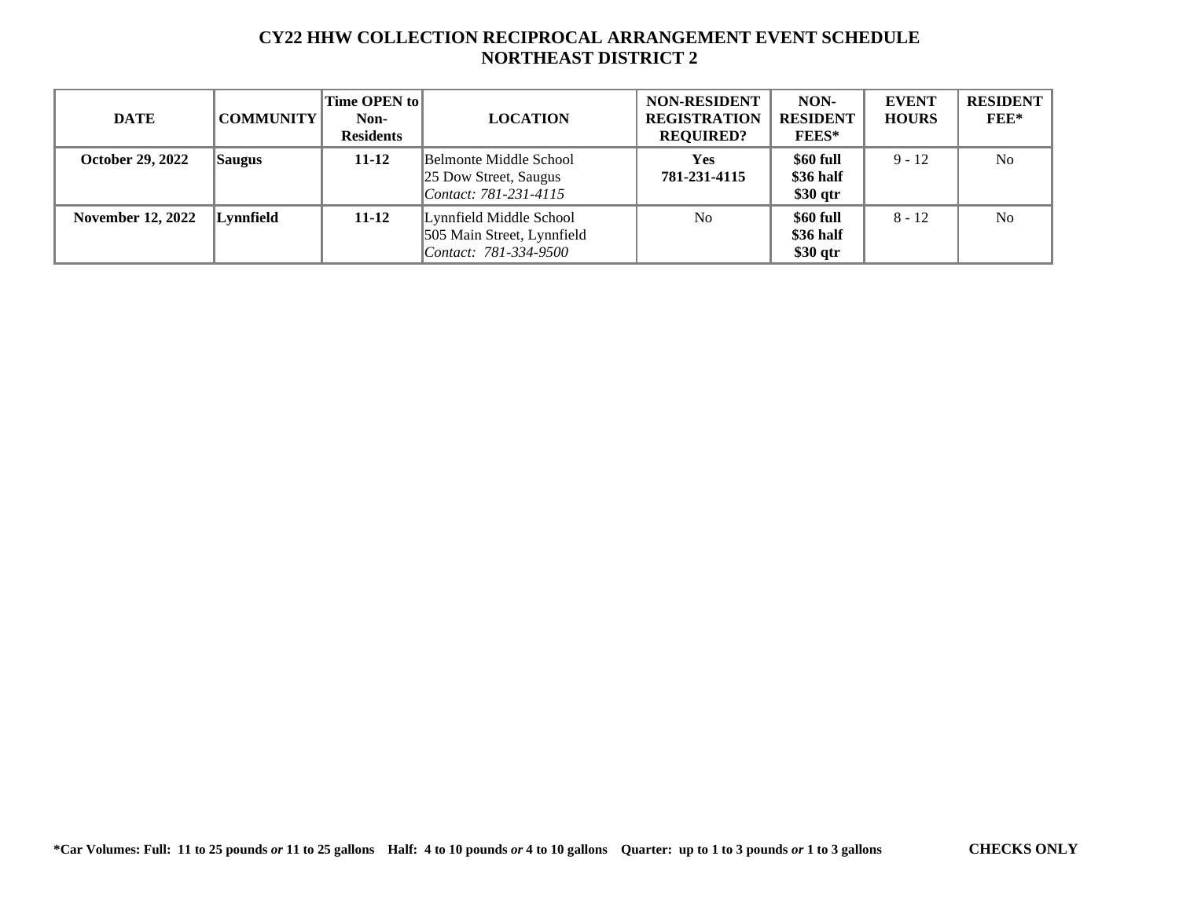# CY22 HHW COLLECTION RECIPROCAL ARRANGEMENT EVENT SCHEDULE
## NORTHEAST DISTRICT 2

| DATE | COMMUNITY | Time OPEN to Non-Residents | LOCATION | NON-RESIDENT REGISTRATION REQUIRED? | NON-RESIDENT FEES* | EVENT HOURS | RESIDENT FEE* |
|---|---|---|---|---|---|---|---|
| **October 29, 2022** | **Saugus** | **11-12** | Belmonte Middle School<br>25 Dow Street, Saugus<br>*Contact: 781-231-4115* | **Yes**<br>**781-231-4115** | **$60 full**<br>**$36 half**<br>**$30 qtr** | 9 - 12 | No |
| **November 12, 2022** | **Lynnfield** | **11-12** | Lynnfield Middle School<br>505 Main Street, Lynnfield<br>*Contact: 781-334-9500* | No | **$60 full**<br>**$36 half**<br>**$30 qtr** | 8 - 12 | No |

**\*Car Volumes: Full: 11 to 25 pounds *or* 11 to 25 gallons Half: 4 to 10 pounds *or* 4 to 10 gallons Quarter: up to 1 to 3 pounds *or* 1 to 3 gallons**

**CHECKS ONLY**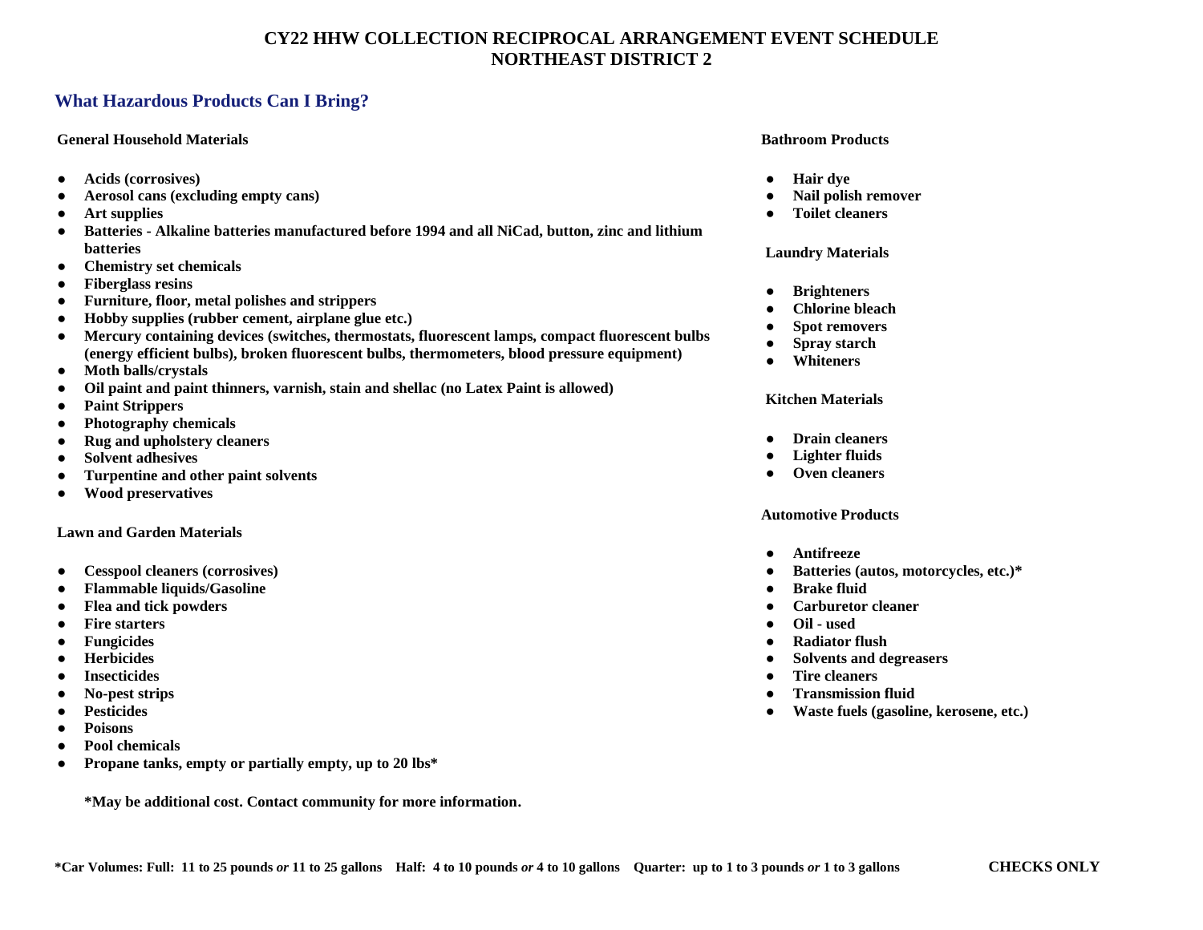# CY22 HHW COLLECTION RECIPROCAL ARRANGEMENT EVENT SCHEDULE
# NORTHEAST DISTRICT 2

## What Hazardous Products Can I Bring?

### General Household Materials

- Acids (corrosives)
- Aerosol cans (excluding empty cans)
- Art supplies
- Batteries - Alkaline batteries manufactured before 1994 and all NiCad, button, zinc and lithium batteries
- Chemistry set chemicals
- Fiberglass resins
- Furniture, floor, metal polishes and strippers
- Hobby supplies (rubber cement, airplane glue etc.)
- Mercury containing devices (switches, thermostats, fluorescent lamps, compact fluorescent bulbs (energy efficient bulbs), broken fluorescent bulbs, thermometers, blood pressure equipment)
- Moth balls/crystals
- Oil paint and paint thinners, varnish, stain and shellac (no Latex Paint is allowed)
- Paint Strippers
- Photography chemicals
- Rug and upholstery cleaners
- Solvent adhesives
- Turpentine and other paint solvents
- Wood preservatives

### Lawn and Garden Materials

- Cesspool cleaners (corrosives)
- Flammable liquids/Gasoline
- Flea and tick powders
- Fire starters
- Fungicides
- Herbicides
- Insecticides
- No-pest strips
- Pesticides
- Poisons
- Pool chemicals
- Propane tanks, empty or partially empty, up to 20 lbs*

**\*May be additional cost. Contact community for more information.**

### Bathroom Products

- Hair dye
- Nail polish remover
- Toilet cleaners

### Laundry Materials

- Brighteners
- Chlorine bleach
- Spot removers
- Spray starch
- Whiteners

### Kitchen Materials

- Drain cleaners
- Lighter fluids
- Oven cleaners

### Automotive Products

- Antifreeze
- Batteries (autos, motorcycles, etc.)*
- Brake fluid
- Carburetor cleaner
- Oil - used
- Radiator flush
- Solvents and degreasers
- Tire cleaners
- Transmission fluid
- Waste fuels (gasoline, kerosene, etc.)

**\*Car Volumes: Full: 11 to 25 pounds *or* 11 to 25 gallons Half: 4 to 10 pounds *or* 4 to 10 gallons Quarter: up to 1 to 3 pounds *or* 1 to 3 gallons**

**CHECKS ONLY**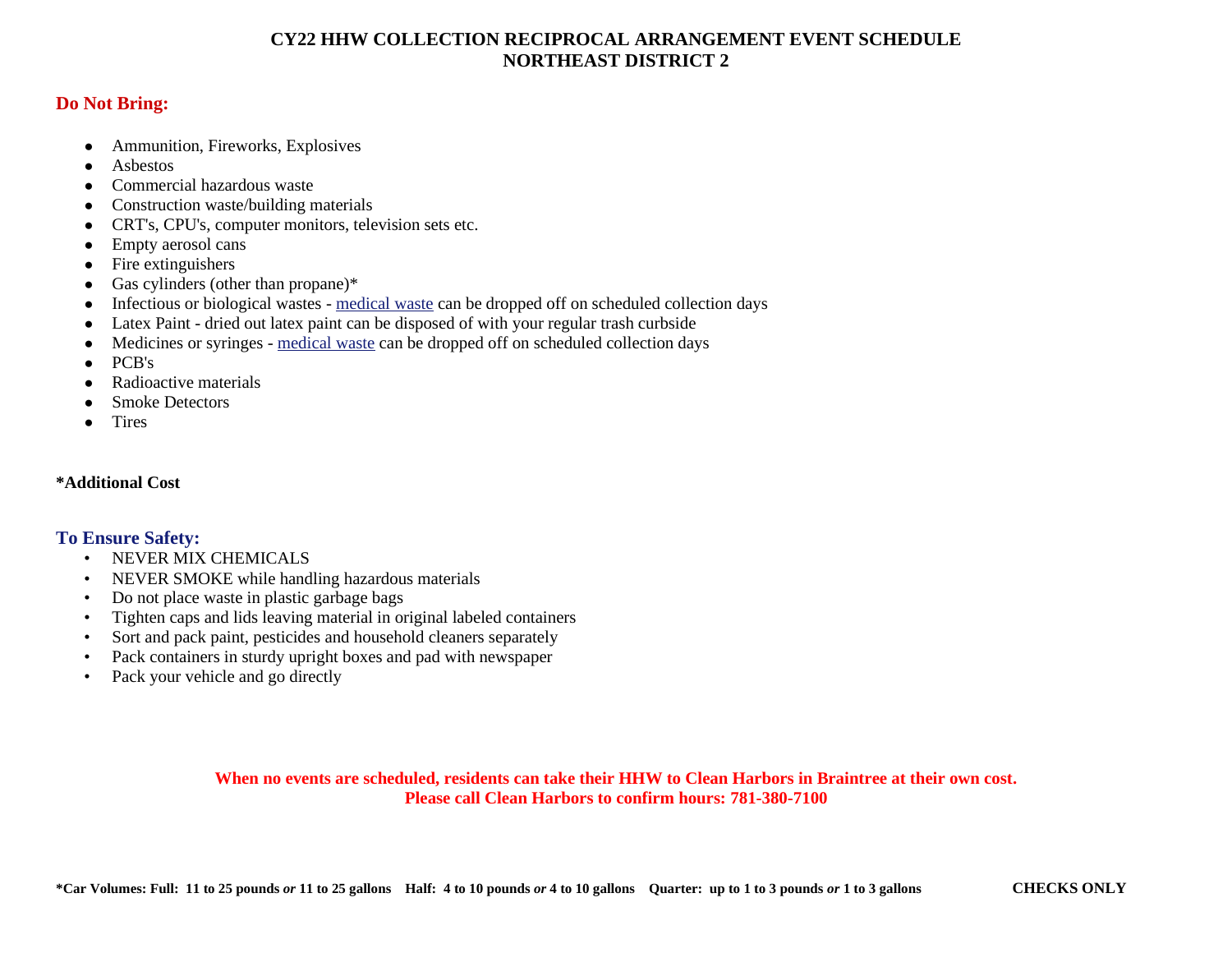# CY22 HHW COLLECTION RECIPROCAL ARRANGEMENT EVENT SCHEDULE
# NORTHEAST DISTRICT 2

## Do Not Bring:

- Ammunition, Fireworks, Explosives
- Asbestos
- Commercial hazardous waste
- Construction waste/building materials
- CRT's, CPU's, computer monitors, television sets etc.
- Empty aerosol cans
- Fire extinguishers
- Gas cylinders (other than propane)*
- Infectious or biological wastes - medical waste can be dropped off on scheduled collection days
- Latex Paint - dried out latex paint can be disposed of with your regular trash curbside
- Medicines or syringes - medical waste can be dropped off on scheduled collection days
- PCB's
- Radioactive materials
- Smoke Detectors
- Tires

**\*Additional Cost**

## To Ensure Safety:

- NEVER MIX CHEMICALS
- NEVER SMOKE while handling hazardous materials
- Do not place waste in plastic garbage bags
- Tighten caps and lids leaving material in original labeled containers
- Sort and pack paint, pesticides and household cleaners separately
- Pack containers in sturdy upright boxes and pad with newspaper
- Pack your vehicle and go directly

**When no events are scheduled, residents can take their HHW to Clean Harbors in Braintree at their own cost.**
**Please call Clean Harbors to confirm hours: 781-380-7100**

**\*Car Volumes: Full: 11 to 25 pounds *or* 11 to 25 gallons Half: 4 to 10 pounds *or* 4 to 10 gallons Quarter: up to 1 to 3 pounds *or* 1 to 3 gallons**

**CHECKS ONLY**